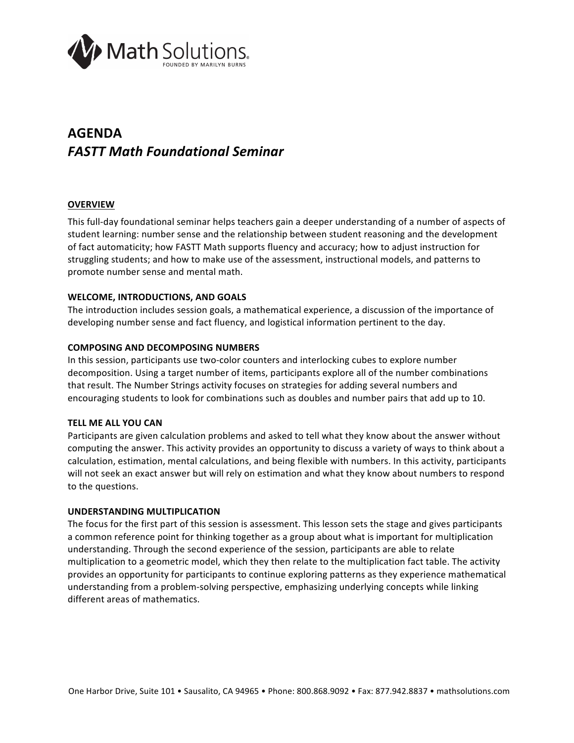Math Solutions®
FOUNDED BY MARILYN BURNS

# AGENDA
## *FASTT Math Foundational Seminar*

### OVERVIEW

This full-day foundational seminar helps teachers gain a deeper understanding of a number of aspects of student learning: number sense and the relationship between student reasoning and the development of fact automaticity; how FASTT Math supports fluency and accuracy; how to adjust instruction for struggling students; and how to make use of the assessment, instructional models, and patterns to promote number sense and mental math.

**WELCOME, INTRODUCTIONS, AND GOALS**

The introduction includes session goals, a mathematical experience, a discussion of the importance of developing number sense and fact fluency, and logistical information pertinent to the day.

**COMPOSING AND DECOMPOSING NUMBERS**

In this session, participants use two-color counters and interlocking cubes to explore number decomposition. Using a target number of items, participants explore all of the number combinations that result. The Number Strings activity focuses on strategies for adding several numbers and encouraging students to look for combinations such as doubles and number pairs that add up to 10.

**TELL ME ALL YOU CAN**

Participants are given calculation problems and asked to tell what they know about the answer without computing the answer. This activity provides an opportunity to discuss a variety of ways to think about a calculation, estimation, mental calculations, and being flexible with numbers. In this activity, participants will not seek an exact answer but will rely on estimation and what they know about numbers to respond to the questions.

**UNDERSTANDING MULTIPLICATION**

The focus for the first part of this session is assessment. This lesson sets the stage and gives participants a common reference point for thinking together as a group about what is important for multiplication understanding. Through the second experience of the session, participants are able to relate multiplication to a geometric model, which they then relate to the multiplication fact table. The activity provides an opportunity for participants to continue exploring patterns as they experience mathematical understanding from a problem-solving perspective, emphasizing underlying concepts while linking different areas of mathematics.

One Harbor Drive, Suite 101 • Sausalito, CA 94965 • Phone: 800.868.9092 • Fax: 877.942.8837 • mathsolutions.com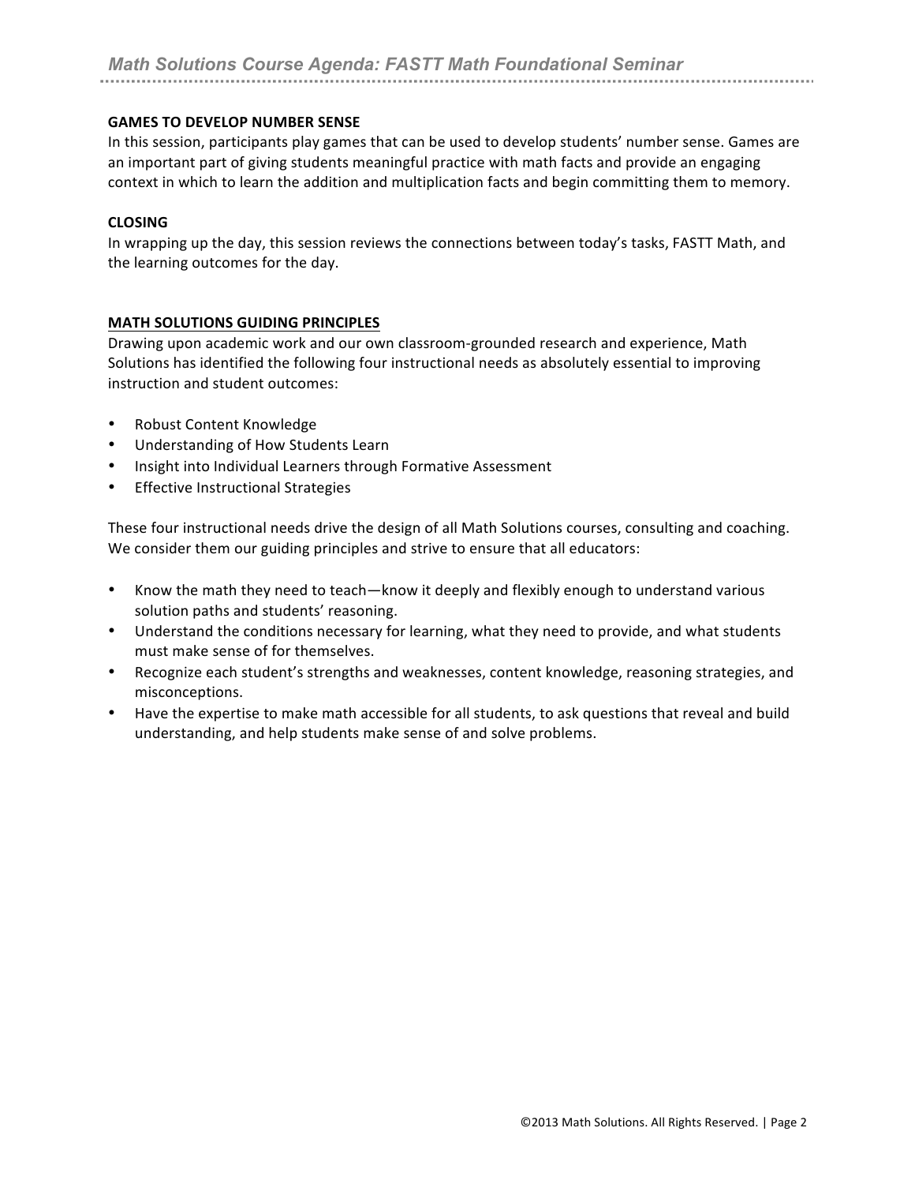### GAMES TO DEVELOP NUMBER SENSE

In this session, participants play games that can be used to develop students' number sense. Games are an important part of giving students meaningful practice with math facts and provide an engaging context in which to learn the addition and multiplication facts and begin committing them to memory.

### CLOSING

In wrapping up the day, this session reviews the connections between today's tasks, FASTT Math, and the learning outcomes for the day.

## MATH SOLUTIONS GUIDING PRINCIPLES

Drawing upon academic work and our own classroom-grounded research and experience, Math Solutions has identified the following four instructional needs as absolutely essential to improving instruction and student outcomes:

- Robust Content Knowledge
- Understanding of How Students Learn
- Insight into Individual Learners through Formative Assessment
- Effective Instructional Strategies

These four instructional needs drive the design of all Math Solutions courses, consulting and coaching. We consider them our guiding principles and strive to ensure that all educators:

- Know the math they need to teach—know it deeply and flexibly enough to understand various solution paths and students' reasoning.
- Understand the conditions necessary for learning, what they need to provide, and what students must make sense of for themselves.
- Recognize each student's strengths and weaknesses, content knowledge, reasoning strategies, and misconceptions.
- Have the expertise to make math accessible for all students, to ask questions that reveal and build understanding, and help students make sense of and solve problems.